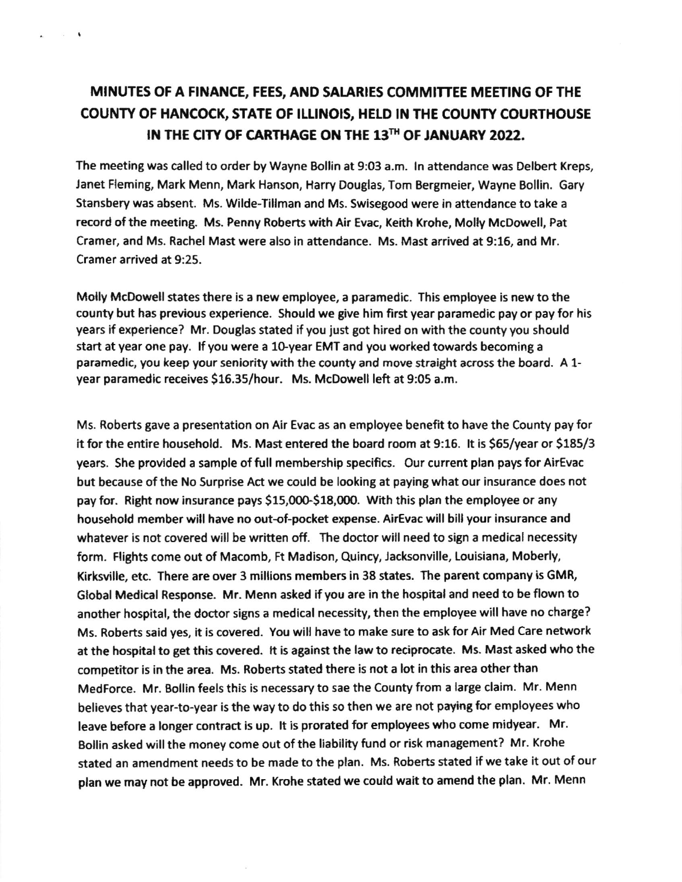# MINUTES OF A FINANCE, FEES, AND SALARIES COMMITTEE MEETING OF THE COUNTY OF HANCOCK, STATE OF ILLINOIS, HELD IN THE COUNTY COURTHOUSE IN THE CITY OF CARTHAGE ON THE 13TH OF JANUARY 2022.

The meeting was called to order by Wayne Bollin at 9:03 a.m. In attendance was Delbert Kreps, Janet Fleming, Mark Menn, Mark Hanson, Harry Douglas, Tom Bergmeier, Wayne Bollin. Gary Stansbery was absent. Ms. Wilde-Tillman and Ms. Swisegood were in attendance to take a record of the meeting. Ms. Penny Roberts with Air Evac, Keith Krohe, Molly McDowell, Pat Cramer, and Ms. Rachel Mast were also in attendance. Ms. Mast arrived at 9:16, and Mr. Cramer arrived at 9:25.

Molly McDowell states there is a new employee, a paramedic. This employee is new to the county but has previous experience. Should we give him first year paramedic pay or pay for his years if experience? Mr. Douglas stated if you just got hired on with the county you should start at year one pay. If you were a 10-year EMT and you worked towards becoming a paramedic, you keep your seniority with the county and move straight across the board. A 1-year paramedic receives $16.35/hour. Ms. McDowell left at 9:05 a.m.

Ms. Roberts gave a presentation on Air Evac as an employee benefit to have the County pay for it for the entire household. Ms. Mast entered the board room at 9:16. It is $65/year or $185/3 years. She provided a sample of full membership specifics. Our current plan pays for AirEvac but because of the No Surprise Act we could be looking at paying what our insurance does not pay for. Right now insurance pays $15,000-$18,000. With this plan the employee or any household member will have no out-of-pocket expense. AirEvac will bill your insurance and whatever is not covered will be written off. The doctor will need to sign a medical necessity form. Flights come out of Macomb, Ft Madison, Quincy, Jacksonville, Louisiana, Moberly, Kirksville, etc. There are over 3 millions members in 38 states. The parent company is GMR, Global Medical Response. Mr. Menn asked if you are in the hospital and need to be flown to another hospital, the doctor signs a medical necessity, then the employee will have no charge? Ms. Roberts said yes, it is covered. You will have to make sure to ask for Air Med Care network at the hospital to get this covered. It is against the law to reciprocate. Ms. Mast asked who the competitor is in the area. Ms. Roberts stated there is not a lot in this area other than MedForce. Mr. Bollin feels this is necessary to sae the County from a large claim. Mr. Menn believes that year-to-year is the way to do this so then we are not paying for employees who leave before a longer contract is up. It is prorated for employees who come midyear. Mr. Bollin asked will the money come out of the liability fund or risk management? Mr. Krohe stated an amendment needs to be made to the plan. Ms. Roberts stated if we take it out of our plan we may not be approved. Mr. Krohe stated we could wait to amend the plan. Mr. Menn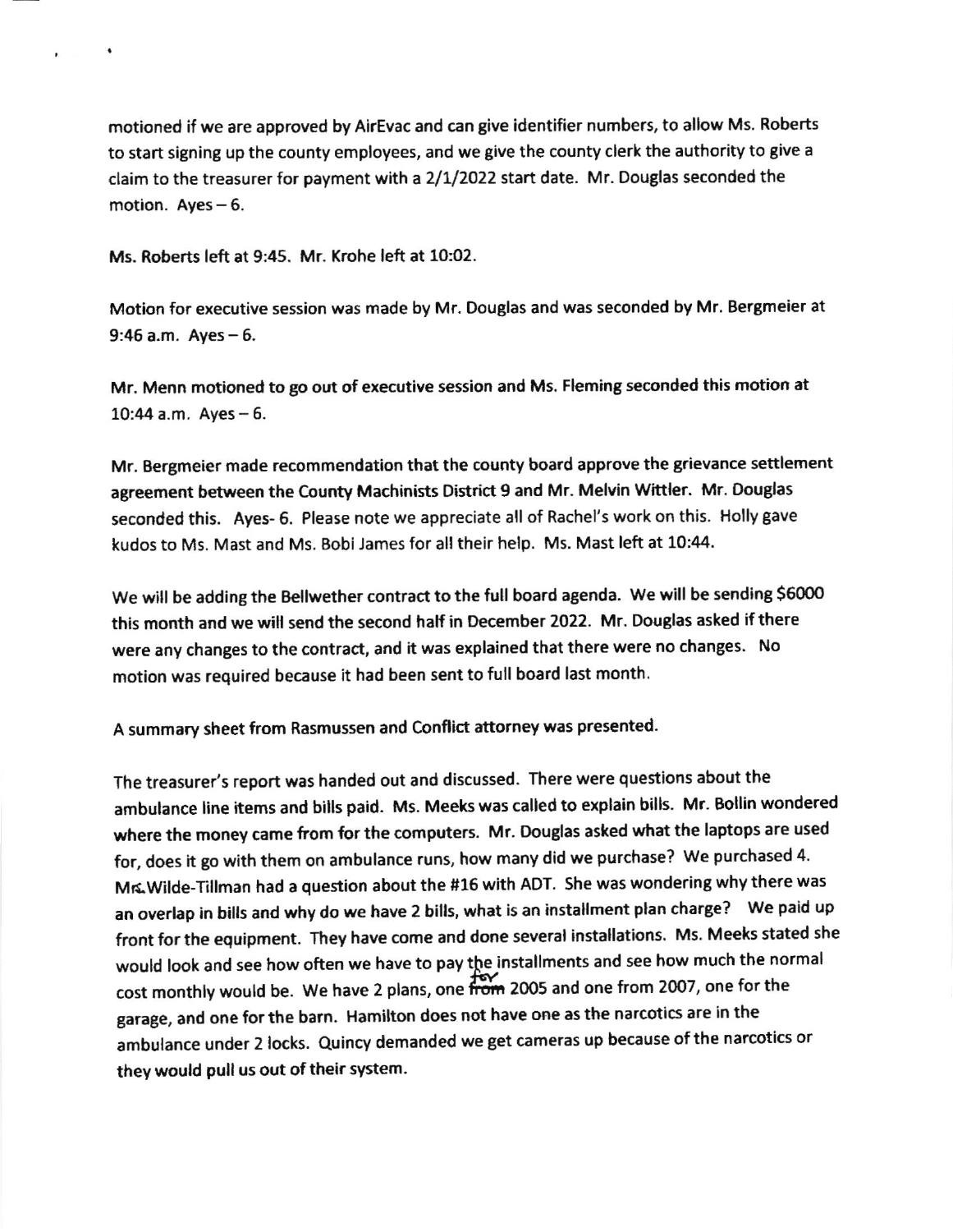motioned if we are approved by AirEvac and can give identifier numbers, to allow Ms. Roberts to start signing up the county employees, and we give the county clerk the authority to give a claim to the treasurer for payment with a 2/1/2022 start date. Mr. Douglas seconded the motion. Ayes – 6.

Ms. Roberts left at 9:45. Mr. Krohe left at 10:02.

Motion for executive session was made by Mr. Douglas and was seconded by Mr. Bergmeier at 9:46 a.m. Ayes – 6.

Mr. Menn motioned to go out of executive session and Ms. Fleming seconded this motion at 10:44 a.m. Ayes – 6.

Mr. Bergmeier made recommendation that the county board approve the grievance settlement agreement between the County Machinists District 9 and Mr. Melvin Wittler. Mr. Douglas seconded this. Ayes- 6. Please note we appreciate all of Rachel's work on this. Holly gave kudos to Ms. Mast and Ms. Bobi James for all their help. Ms. Mast left at 10:44.

We will be adding the Bellwether contract to the full board agenda. We will be sending $6000 this month and we will send the second half in December 2022. Mr. Douglas asked if there were any changes to the contract, and it was explained that there were no changes. No motion was required because it had been sent to full board last month.

A summary sheet from Rasmussen and Conflict attorney was presented.

The treasurer's report was handed out and discussed. There were questions about the ambulance line items and bills paid. Ms. Meeks was called to explain bills. Mr. Bollin wondered where the money came from for the computers. Mr. Douglas asked what the laptops are used for, does it go with them on ambulance runs, how many did we purchase? We purchased 4. Mrs. Wilde-Tillman had a question about the #16 with ADT. She was wondering why there was an overlap in bills and why do we have 2 bills, what is an installment plan charge? We paid up front for the equipment. They have come and done several installations. Ms. Meeks stated she would look and see how often we have to pay the installments and see how much the normal cost monthly would be. We have 2 plans, one for 2005 and one from 2007, one for the garage, and one for the barn. Hamilton does not have one as the narcotics are in the ambulance under 2 locks. Quincy demanded we get cameras up because of the narcotics or they would pull us out of their system.